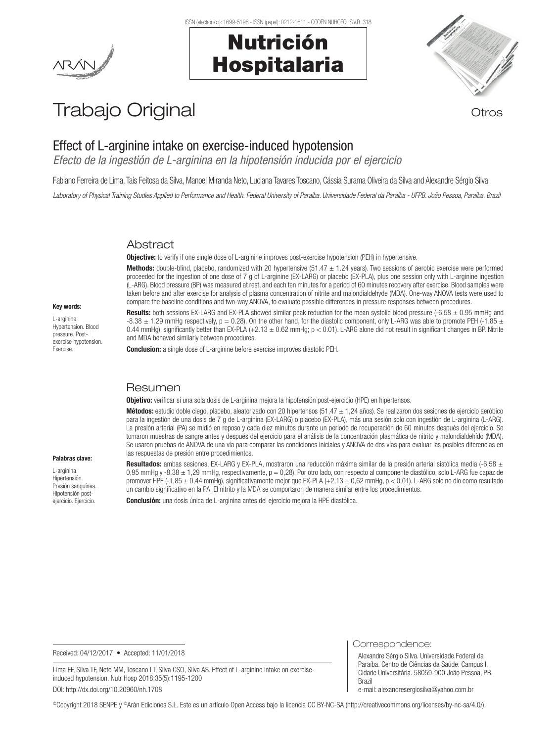# Effect of L-arginine intake on exercise-induced hypotension

*Efecto de la ingestión de L-arginina en la hipotensión inducida por el ejercicio*

Fabiano Ferreira de Lima, Taís Feitosa da Silva, Manoel Miranda Neto, Luciana Tavares Toscano, Cássia Surama Oliveira da Silva and Alexandre Sérgio Silva

*Laboratory of Physical Training Studies Applied to Performance and Health. Federal University of Paraíba. Universidade Federal da Paraíba - UFPB. João Pessoa, Paraíba. Brazil*

## Abstract

**Objective:** to verify if one single dose of L-arginine improves post-exercise hypotension (PEH) in hypertensive.

**Methods:** double-blind, placebo, randomized with 20 hypertensive (51.47 ± 1.24 years). Two sessions of aerobic exercise were performed proceeded for the ingestion of one dose of 7 g of L-arginine (EX-LARG) or placebo (EX-PLA), plus one session only with L-arginine ingestion (L-ARG). Blood pressure (BP) was measured at rest, and each ten minutes for a period of 60 minutes recovery after exercise. Blood samples were taken before and after exercise for analysis of plasma concentration of nitrite and malondialdehyde (MDA). One-way ANOVA tests were used to compare the baseline conditions and two-way ANOVA, to evaluate possible differences in pressure responses between procedures.

**Results:** both sessions EX-LARG and EX-PLA showed similar peak reduction for the mean systolic blood pressure (-6.58 ± 0.95 mmHg and -8.38 ± 1.29 mmHg respectively, p = 0.28). On the other hand, for the diastolic component, only L-ARG was able to promote PEH (-1.85 ± 0.44 mmHg), significantly better than EX-PLA (+2.13 ± 0.62 mmHg; p < 0.01). L-ARG alone did not result in significant changes in BP. Nitrite and MDA behaved similarly between procedures.

**Conclusion:** a single dose of L-arginine before exercise improves diastolic PEH.

**Key words:**

L-arginine. Hypertension. Blood pressure. Post-exercise hypotension. Exercise.

## Resumen

**Objetivo:** verificar si una sola dosis de L-arginina mejora la hipotensión post-ejercicio (HPE) en hipertensos.

**Métodos:** estudio doble ciego, placebo, aleatorizado con 20 hipertensos (51,47 ± 1,24 años). Se realizaron dos sesiones de ejercicio aeróbico para la ingestión de una dosis de 7 g de L-arginina (EX-LARG) o placebo (EX-PLA), más una sesión solo con ingestión de L-arginina (L-ARG). La presión arterial (PA) se midió en reposo y cada diez minutos durante un periodo de recuperación de 60 minutos después del ejercicio. Se tomaron muestras de sangre antes y después del ejercicio para el análisis de la concentración plasmática de nitrito y malondialdehído (MDA). Se usaron pruebas de ANOVA de una vía para comparar las condiciones iniciales y ANOVA de dos vías para evaluar las posibles diferencias en las respuestas de presión entre procedimientos.

**Resultados:** ambas sesiones, EX-LARG y EX-PLA, mostraron una reducción máxima similar de la presión arterial sistólica media (-6,58 ± 0,95 mmHg y -8,38 ± 1,29 mmHg, respectivamente, p = 0,28). Por otro lado, con respecto al componente diastólico, solo L-ARG fue capaz de promover HPE (-1,85 ± 0,44 mmHg), significativamente mejor que EX-PLA (+2,13 ± 0,62 mmHg, p < 0,01). L-ARG solo no dio como resultado un cambio significativo en la PA. El nitrito y la MDA se comportaron de manera similar entre los procedimientos.

**Conclusión:** una dosis única de L-arginina antes del ejercicio mejora la HPE diastólica.

**Palabras clave:**

L-arginina. Hipertensión. Presión sanguínea. Hipotensión post-ejercicio. Ejercicio.

Received: 04/12/2017 • Accepted: 11/01/2018

Lima FF, Silva TF, Neto MM, Toscano LT, Silva CSO, Silva AS. Effect of L-arginine intake on exercise-induced hypotension. Nutr Hosp 2018;35(5):1195-1200

DOI: http://dx.doi.org/10.20960/nh.1708

Correspondence:

Alexandre Sérgio Silva. Universidade Federal da Paraíba. Centro de Ciências da Saúde. Campus I. Cidade Universitária. 58059-900 João Pessoa, PB. Brazil

e-mail: alexandresergiosilva@yahoo.com.br

©Copyright 2018 SENPE y ©Arán Ediciones S.L. Este es un artículo Open Access bajo la licencia CC BY-NC-SA (http://creativecommons.org/licenses/by-nc-sa/4.0/).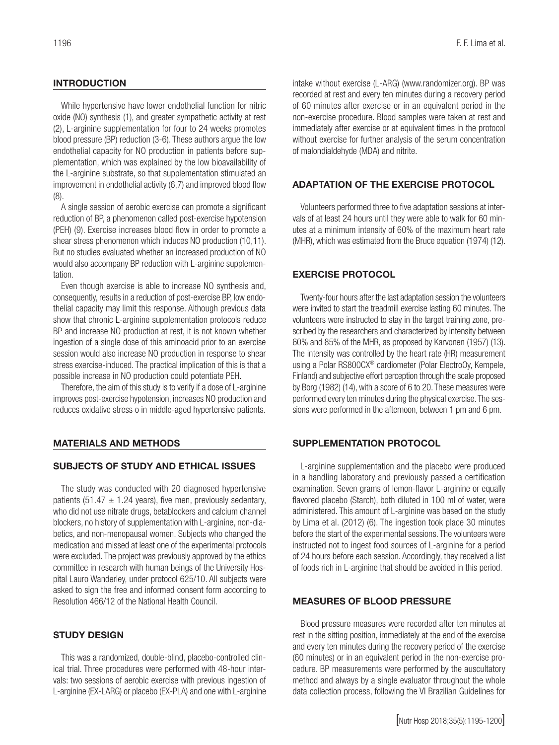## INTRODUCTION

While hypertensive have lower endothelial function for nitric oxide (NO) synthesis (1), and greater sympathetic activity at rest (2), L-arginine supplementation for four to 24 weeks promotes blood pressure (BP) reduction (3-6). These authors argue the low endothelial capacity for NO production in patients before supplementation, which was explained by the low bioavailability of the L-arginine substrate, so that supplementation stimulated an improvement in endothelial activity (6,7) and improved blood flow (8).

A single session of aerobic exercise can promote a significant reduction of BP, a phenomenon called post-exercise hypotension (PEH) (9). Exercise increases blood flow in order to promote a shear stress phenomenon which induces NO production (10,11). But no studies evaluated whether an increased production of NO would also accompany BP reduction with L-arginine supplementation.

Even though exercise is able to increase NO synthesis and, consequently, results in a reduction of post-exercise BP, low endothelial capacity may limit this response. Although previous data show that chronic L-arginine supplementation protocols reduce BP and increase NO production at rest, it is not known whether ingestion of a single dose of this aminoacid prior to an exercise session would also increase NO production in response to shear stress exercise-induced. The practical implication of this is that a possible increase in NO production could potentiate PEH.

Therefore, the aim of this study is to verify if a dose of L-arginine improves post-exercise hypotension, increases NO production and reduces oxidative stress o in middle-aged hypertensive patients.

## MATERIALS AND METHODS

### SUBJECTS OF STUDY AND ETHICAL ISSUES

The study was conducted with 20 diagnosed hypertensive patients ($51.47 \pm 1.24$ years), five men, previously sedentary, who did not use nitrate drugs, betablockers and calcium channel blockers, no history of supplementation with L-arginine, non-diabetics, and non-menopausal women. Subjects who changed the medication and missed at least one of the experimental protocols were excluded. The project was previously approved by the ethics committee in research with human beings of the University Hospital Lauro Wanderley, under protocol 625/10. All subjects were asked to sign the free and informed consent form according to Resolution 466/12 of the National Health Council.

### STUDY DESIGN

This was a randomized, double-blind, placebo-controlled clinical trial. Three procedures were performed with 48-hour intervals: two sessions of aerobic exercise with previous ingestion of L-arginine (EX-LARG) or placebo (EX-PLA) and one with L-arginine intake without exercise (L-ARG) (www.randomizer.org). BP was recorded at rest and every ten minutes during a recovery period of 60 minutes after exercise or in an equivalent period in the non-exercise procedure. Blood samples were taken at rest and immediately after exercise or at equivalent times in the protocol without exercise for further analysis of the serum concentration of malondialdehyde (MDA) and nitrite.

### ADAPTATION OF THE EXERCISE PROTOCOL

Volunteers performed three to five adaptation sessions at intervals of at least 24 hours until they were able to walk for 60 minutes at a minimum intensity of 60% of the maximum heart rate (MHR), which was estimated from the Bruce equation (1974) (12).

### EXERCISE PROTOCOL

Twenty-four hours after the last adaptation session the volunteers were invited to start the treadmill exercise lasting 60 minutes. The volunteers were instructed to stay in the target training zone, prescribed by the researchers and characterized by intensity between 60% and 85% of the MHR, as proposed by Karvonen (1957) (13). The intensity was controlled by the heart rate (HR) measurement using a Polar RS800CX® cardiometer (Polar ElectroOy, Kempele, Finland) and subjective effort perception through the scale proposed by Borg (1982) (14), with a score of 6 to 20. These measures were performed every ten minutes during the physical exercise. The sessions were performed in the afternoon, between 1 pm and 6 pm.

### SUPPLEMENTATION PROTOCOL

L-arginine supplementation and the placebo were produced in a handling laboratory and previously passed a certification examination. Seven grams of lemon-flavor L-arginine or equally flavored placebo (Starch), both diluted in 100 ml of water, were administered. This amount of L-arginine was based on the study by Lima et al. (2012) (6). The ingestion took place 30 minutes before the start of the experimental sessions. The volunteers were instructed not to ingest food sources of L-arginine for a period of 24 hours before each session. Accordingly, they received a list of foods rich in L-arginine that should be avoided in this period.

### MEASURES OF BLOOD PRESSURE

Blood pressure measures were recorded after ten minutes at rest in the sitting position, immediately at the end of the exercise and every ten minutes during the recovery period of the exercise (60 minutes) or in an equivalent period in the non-exercise procedure. BP measurements were performed by the auscultatory method and always by a single evaluator throughout the whole data collection process, following the VI Brazilian Guidelines for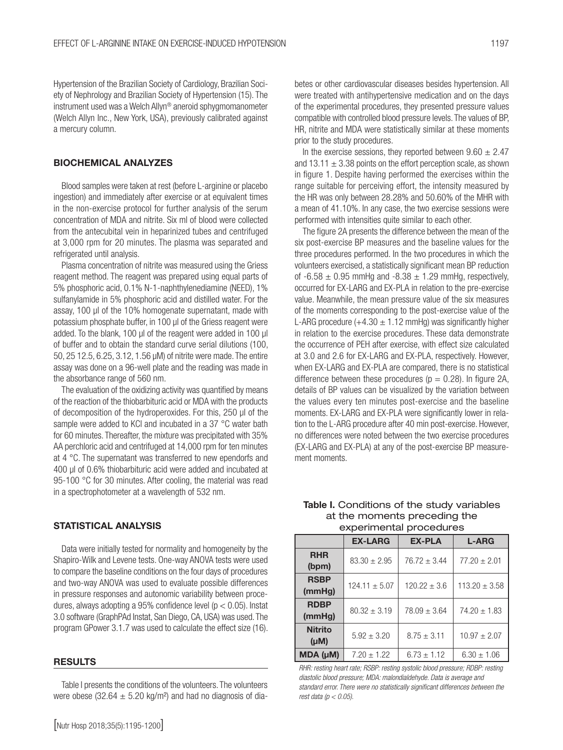Hypertension of the Brazilian Society of Cardiology, Brazilian Society of Nephrology and Brazilian Society of Hypertension (15). The instrument used was a Welch Allyn® aneroid sphygmomanometer (Welch Allyn Inc., New York, USA), previously calibrated against a mercury column.

## BIOCHEMICAL ANALYZES

Blood samples were taken at rest (before L-arginine or placebo ingestion) and immediately after exercise or at equivalent times in the non-exercise protocol for further analysis of the serum concentration of MDA and nitrite. Six ml of blood were collected from the antecubital vein in heparinized tubes and centrifuged at 3,000 rpm for 20 minutes. The plasma was separated and refrigerated until analysis.

Plasma concentration of nitrite was measured using the Griess reagent method. The reagent was prepared using equal parts of 5% phosphoric acid, 0.1% N-1-naphthylenediamine (NEED), 1% sulfanylamide in 5% phosphoric acid and distilled water. For the assay, 100 µl of the 10% homogenate supernatant, made with potassium phosphate buffer, in 100 µl of the Griess reagent were added. To the blank, 100 µl of the reagent were added in 100 µl of buffer and to obtain the standard curve serial dilutions (100, 50, 25 12.5, 6.25, 3.12, 1.56 µM) of nitrite were made. The entire assay was done on a 96-well plate and the reading was made in the absorbance range of 560 nm.

The evaluation of the oxidizing activity was quantified by means of the reaction of the thiobarbituric acid or MDA with the products of decomposition of the hydroperoxides. For this, 250 µl of the sample were added to KCl and incubated in a 37 °C water bath for 60 minutes. Thereafter, the mixture was precipitated with 35% AA perchloric acid and centrifuged at 14,000 rpm for ten minutes at 4 °C. The supernatant was transferred to new ependorfs and 400 µl of 0.6% thiobarbituric acid were added and incubated at 95-100 °C for 30 minutes. After cooling, the material was read in a spectrophotometer at a wavelength of 532 nm.

## STATISTICAL ANALYSIS

Data were initially tested for normality and homogeneity by the Shapiro-Wilk and Levene tests. One-way ANOVA tests were used to compare the baseline conditions on the four days of procedures and two-way ANOVA was used to evaluate possible differences in pressure responses and autonomic variability between procedures, always adopting a 95% confidence level ($p < 0.05$). Instat 3.0 software (GraphPAd Instat, San Diego, CA, USA) was used. The program GPower 3.1.7 was used to calculate the effect size (16).

## RESULTS

Table I presents the conditions of the volunteers. The volunteers were obese (32.64 ± 5.20 kg/m²) and had no diagnosis of diabetes or other cardiovascular diseases besides hypertension. All were treated with antihypertensive medication and on the days of the experimental procedures, they presented pressure values compatible with controlled blood pressure levels. The values of BP, HR, nitrite and MDA were statistically similar at these moments prior to the study procedures.

In the exercise sessions, they reported between 9.60 ± 2.47 and 13.11 ± 3.38 points on the effort perception scale, as shown in figure 1. Despite having performed the exercises within the range suitable for perceiving effort, the intensity measured by the HR was only between 28.28% and 50.60% of the MHR with a mean of 41.10%. In any case, the two exercise sessions were performed with intensities quite similar to each other.

The figure 2A presents the difference between the mean of the six post-exercise BP measures and the baseline values for the three procedures performed. In the two procedures in which the volunteers exercised, a statistically significant mean BP reduction of -6.58 ± 0.95 mmHg and -8.38 ± 1.29 mmHg, respectively, occurred for EX-LARG and EX-PLA in relation to the pre-exercise value. Meanwhile, the mean pressure value of the six measures of the moments corresponding to the post-exercise value of the L-ARG procedure (+4.30 ± 1.12 mmHg) was significantly higher in relation to the exercise procedures. These data demonstrate the occurrence of PEH after exercise, with effect size calculated at 3.0 and 2.6 for EX-LARG and EX-PLA, respectively. However, when EX-LARG and EX-PLA are compared, there is no statistical difference between these procedures ($p = 0.28$). In figure 2A, details of BP values can be visualized by the variation between the values every ten minutes post-exercise and the baseline moments. EX-LARG and EX-PLA were significantly lower in relation to the L-ARG procedure after 40 min post-exercise. However, no differences were noted between the two exercise procedures (EX-LARG and EX-PLA) at any of the post-exercise BP measurement moments.

**Table I.** Conditions of the study variables at the moments preceding the experimental procedures

| | EX-LARG | EX-PLA | L-ARG |
|---|---|---|---|
| **RHR (bpm)** | 83.30 ± 2.95 | 76.72 ± 3.44 | 77.20 ± 2.01 |
| **RSBP (mmHg)** | 124.11 ± 5.07 | 120.22 ± 3.6 | 113.20 ± 3.58 |
| **RDBP (mmHg)** | 80.32 ± 3.19 | 78.09 ± 3.64 | 74.20 ± 1.83 |
| **Nitrito (µM)** | 5.92 ± 3.20 | 8.75 ± 3.11 | 10.97 ± 2.07 |
| **MDA (µM)** | 7.20 ± 1.22 | 6.73 ± 1.12 | 6.30 ± 1.06 |

*RHR: resting heart rate; RSBP: resting systolic blood pressure; RDBP: resting diastolic blood pressure; MDA: malondialdehyde. Data is average and standard error. There were no statistically significant differences between the rest data ($p < 0.05$).*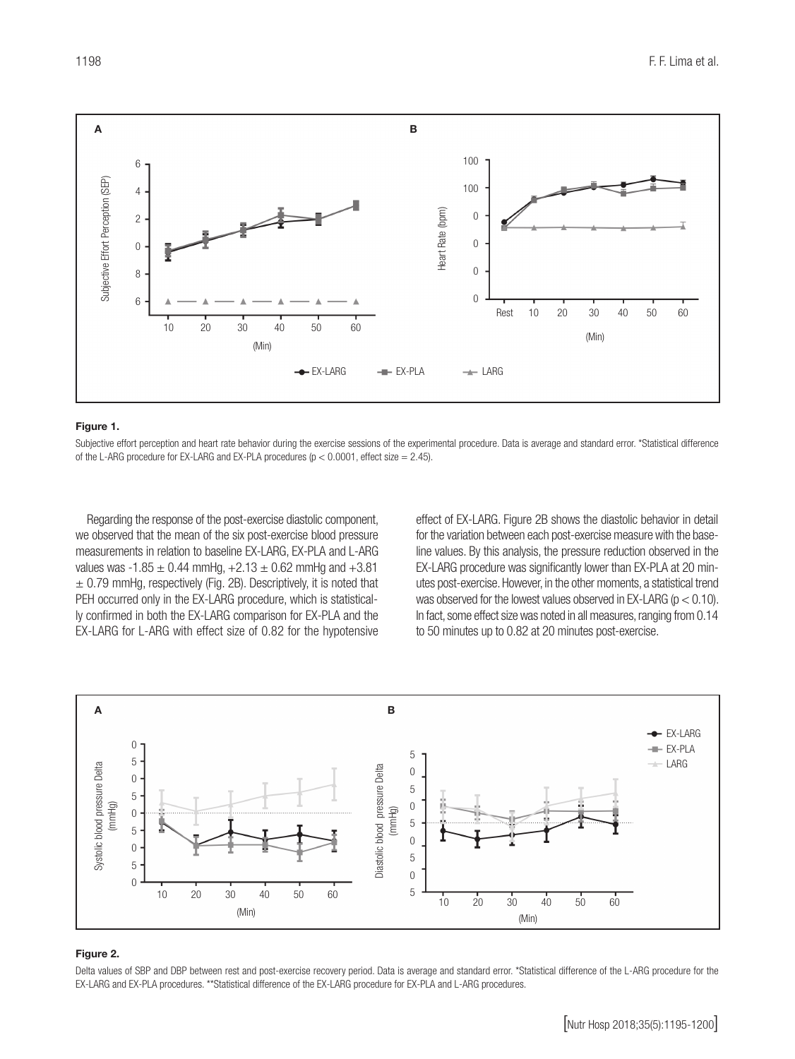**Figure 1.**

Subjective effort perception and heart rate behavior during the exercise sessions of the experimental procedure. Data is average and standard error. *Statistical difference of the L-ARG procedure for EX-LARG and EX-PLA procedures ($p < 0.0001$, effect size = 2.45).

Regarding the response of the post-exercise diastolic component, we observed that the mean of the six post-exercise blood pressure measurements in relation to baseline EX-LARG, EX-PLA and L-ARG values was -1.85 ± 0.44 mmHg, +2.13 ± 0.62 mmHg and +3.81 ± 0.79 mmHg, respectively (Fig. 2B). Descriptively, it is noted that PEH occurred only in the EX-LARG procedure, which is statistically confirmed in both the EX-LARG comparison for EX-PLA and the EX-LARG for L-ARG with effect size of 0.82 for the hypotensive effect of EX-LARG. Figure 2B shows the diastolic behavior in detail for the variation between each post-exercise measure with the baseline values. By this analysis, the pressure reduction observed in the EX-LARG procedure was significantly lower than EX-PLA at 20 minutes post-exercise. However, in the other moments, a statistical trend was observed for the lowest values observed in EX-LARG ($p < 0.10$). In fact, some effect size was noted in all measures, ranging from 0.14 to 50 minutes up to 0.82 at 20 minutes post-exercise.

**Figure 2.**

Delta values of SBP and DBP between rest and post-exercise recovery period. Data is average and standard error. *Statistical difference of the L-ARG procedure for the EX-LARG and EX-PLA procedures. **Statistical difference of the EX-LARG procedure for EX-PLA and L-ARG procedures.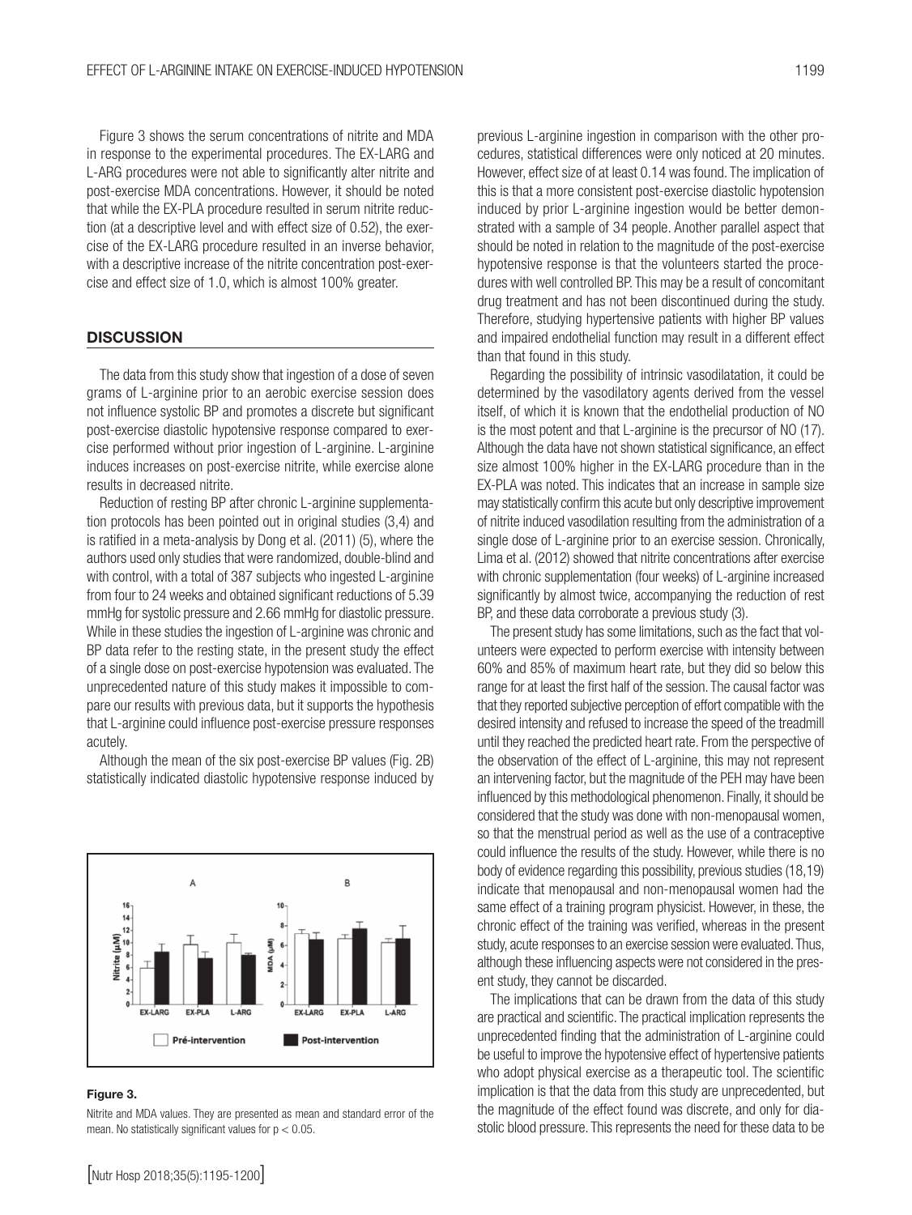Figure 3 shows the serum concentrations of nitrite and MDA in response to the experimental procedures. The EX-LARG and L-ARG procedures were not able to significantly alter nitrite and post-exercise MDA concentrations. However, it should be noted that while the EX-PLA procedure resulted in serum nitrite reduction (at a descriptive level and with effect size of 0.52), the exercise of the EX-LARG procedure resulted in an inverse behavior, with a descriptive increase of the nitrite concentration post-exercise and effect size of 1.0, which is almost 100% greater.

## DISCUSSION

The data from this study show that ingestion of a dose of seven grams of L-arginine prior to an aerobic exercise session does not influence systolic BP and promotes a discrete but significant post-exercise diastolic hypotensive response compared to exercise performed without prior ingestion of L-arginine. L-arginine induces increases on post-exercise nitrite, while exercise alone results in decreased nitrite.

Reduction of resting BP after chronic L-arginine supplementation protocols has been pointed out in original studies (3,4) and is ratified in a meta-analysis by Dong et al. (2011) (5), where the authors used only studies that were randomized, double-blind and with control, with a total of 387 subjects who ingested L-arginine from four to 24 weeks and obtained significant reductions of 5.39 mmHg for systolic pressure and 2.66 mmHg for diastolic pressure. While in these studies the ingestion of L-arginine was chronic and BP data refer to the resting state, in the present study the effect of a single dose on post-exercise hypotension was evaluated. The unprecedented nature of this study makes it impossible to compare our results with previous data, but it supports the hypothesis that L-arginine could influence post-exercise pressure responses acutely.

Although the mean of the six post-exercise BP values (Fig. 2B) statistically indicated diastolic hypotensive response induced by previous L-arginine ingestion in comparison with the other procedures, statistical differences were only noticed at 20 minutes. However, effect size of at least 0.14 was found. The implication of this is that a more consistent post-exercise diastolic hypotension induced by prior L-arginine ingestion would be better demonstrated with a sample of 34 people. Another parallel aspect that should be noted in relation to the magnitude of the post-exercise hypotensive response is that the volunteers started the procedures with well controlled BP. This may be a result of concomitant drug treatment and has not been discontinued during the study. Therefore, studying hypertensive patients with higher BP values and impaired endothelial function may result in a different effect than that found in this study.

Regarding the possibility of intrinsic vasodilatation, it could be determined by the vasodilatory agents derived from the vessel itself, of which it is known that the endothelial production of NO is the most potent and that L-arginine is the precursor of NO (17). Although the data have not shown statistical significance, an effect size almost 100% higher in the EX-LARG procedure than in the EX-PLA was noted. This indicates that an increase in sample size may statistically confirm this acute but only descriptive improvement of nitrite induced vasodilation resulting from the administration of a single dose of L-arginine prior to an exercise session. Chronically, Lima et al. (2012) showed that nitrite concentrations after exercise with chronic supplementation (four weeks) of L-arginine increased significantly by almost twice, accompanying the reduction of rest BP, and these data corroborate a previous study (3).

The present study has some limitations, such as the fact that volunteers were expected to perform exercise with intensity between 60% and 85% of maximum heart rate, but they did so below this range for at least the first half of the session. The causal factor was that they reported subjective perception of effort compatible with the desired intensity and refused to increase the speed of the treadmill until they reached the predicted heart rate. From the perspective of the observation of the effect of L-arginine, this may not represent an intervening factor, but the magnitude of the PEH may have been influenced by this methodological phenomenon. Finally, it should be considered that the study was done with non-menopausal women, so that the menstrual period as well as the use of a contraceptive could influence the results of the study. However, while there is no body of evidence regarding this possibility, previous studies (18,19) indicate that menopausal and non-menopausal women had the same effect of a training program physicist. However, in these, the chronic effect of the training was verified, whereas in the present study, acute responses to an exercise session were evaluated. Thus, although these influencing aspects were not considered in the present study, they cannot be discarded.

The implications that can be drawn from the data of this study are practical and scientific. The practical implication represents the unprecedented finding that the administration of L-arginine could be useful to improve the hypotensive effect of hypertensive patients who adopt physical exercise as a therapeutic tool. The scientific implication is that the data from this study are unprecedented, but the magnitude of the effect found was discrete, and only for diastolic blood pressure. This represents the need for these data to be

**Figure 3.**

Nitrite and MDA values. They are presented as mean and standard error of the mean. No statistically significant values for $p < 0.05$.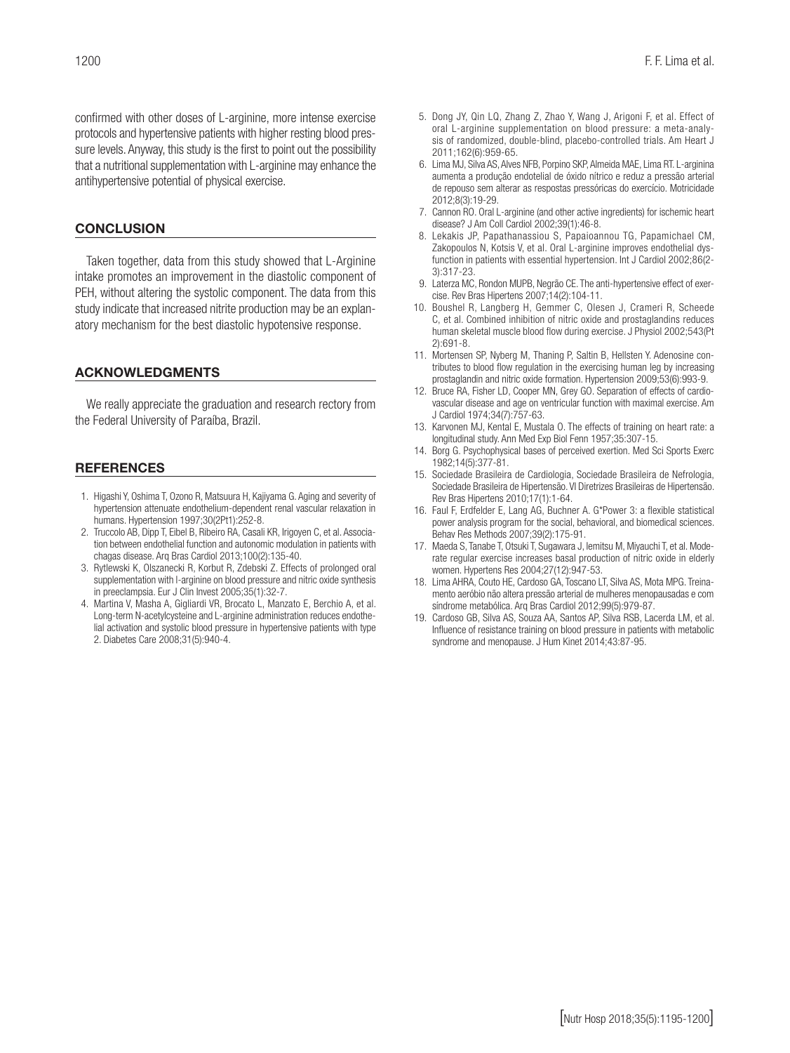confirmed with other doses of L-arginine, more intense exercise protocols and hypertensive patients with higher resting blood pressure levels. Anyway, this study is the first to point out the possibility that a nutritional supplementation with L-arginine may enhance the antihypertensive potential of physical exercise.

## CONCLUSION

Taken together, data from this study showed that L-Arginine intake promotes an improvement in the diastolic component of PEH, without altering the systolic component. The data from this study indicate that increased nitrite production may be an explanatory mechanism for the best diastolic hypotensive response.

## ACKNOWLEDGMENTS

We really appreciate the graduation and research rectory from the Federal University of Paraíba, Brazil.

## REFERENCES

1. Higashi Y, Oshima T, Ozono R, Matsuura H, Kajiyama G. Aging and severity of hypertension attenuate endothelium-dependent renal vascular relaxation in humans. Hypertension 1997;30(2Pt1):252-8.
2. Truccolo AB, Dipp T, Eibel B, Ribeiro RA, Casali KR, Irigoyen C, et al. Association between endothelial function and autonomic modulation in patients with chagas disease. Arq Bras Cardiol 2013;100(2):135-40.
3. Rytlewski K, Olszanecki R, Korbut R, Zdebski Z. Effects of prolonged oral supplementation with l-arginine on blood pressure and nitric oxide synthesis in preeclampsia. Eur J Clin Invest 2005;35(1):32-7.
4. Martina V, Masha A, Gigliardi VR, Brocato L, Manzato E, Berchio A, et al. Long-term N-acetylcysteine and L-arginine administration reduces endothelial activation and systolic blood pressure in hypertensive patients with type 2. Diabetes Care 2008;31(5):940-4.
5. Dong JY, Qin LQ, Zhang Z, Zhao Y, Wang J, Arigoni F, et al. Effect of oral L-arginine supplementation on blood pressure: a meta-analysis of randomized, double-blind, placebo-controlled trials. Am Heart J 2011;162(6):959-65.
6. Lima MJ, Silva AS, Alves NFB, Porpino SKP, Almeida MAE, Lima RT. L-arginina aumenta a produção endotelial de óxido nítrico e reduz a pressão arterial de repouso sem alterar as respostas pressóricas do exercício. Motricidade 2012;8(3):19-29.
7. Cannon RO. Oral L-arginine (and other active ingredients) for ischemic heart disease? J Am Coll Cardiol 2002;39(1):46-8.
8. Lekakis JP, Papathanassiou S, Papaioannou TG, Papamichael CM, Zakopoulos N, Kotsis V, et al. Oral L-arginine improves endothelial dysfunction in patients with essential hypertension. Int J Cardiol 2002;86(2-3):317-23.
9. Laterza MC, Rondon MUPB, Negrão CE. The anti-hypertensive effect of exercise. Rev Bras Hipertens 2007;14(2):104-11.
10. Boushel R, Langberg H, Gemmer C, Olesen J, Crameri R, Scheede C, et al. Combined inhibition of nitric oxide and prostaglandins reduces human skeletal muscle blood flow during exercise. J Physiol 2002;543(Pt 2):691-8.
11. Mortensen SP, Nyberg M, Thaning P, Saltin B, Hellsten Y. Adenosine contributes to blood flow regulation in the exercising human leg by increasing prostaglandin and nitric oxide formation. Hypertension 2009;53(6):993-9.
12. Bruce RA, Fisher LD, Cooper MN, Grey GO. Separation of effects of cardiovascular disease and age on ventricular function with maximal exercise. Am J Cardiol 1974;34(7):757-63.
13. Karvonen MJ, Kental E, Mustala O. The effects of training on heart rate: a longitudinal study. Ann Med Exp Biol Fenn 1957;35:307-15.
14. Borg G. Psychophysical bases of perceived exertion. Med Sci Sports Exerc 1982;14(5):377-81.
15. Sociedade Brasileira de Cardiologia, Sociedade Brasileira de Nefrologia, Sociedade Brasileira de Hipertensão. VI Diretrizes Brasileiras de Hipertensão. Rev Bras Hipertens 2010;17(1):1-64.
16. Faul F, Erdfelder E, Lang AG, Buchner A. G*Power 3: a flexible statistical power analysis program for the social, behavioral, and biomedical sciences. Behav Res Methods 2007;39(2):175-91.
17. Maeda S, Tanabe T, Otsuki T, Sugawara J, Iemitsu M, Miyauchi T, et al. Moderate regular exercise increases basal production of nitric oxide in elderly women. Hypertens Res 2004;27(12):947-53.
18. Lima AHRA, Couto HE, Cardoso GA, Toscano LT, Silva AS, Mota MPG. Treinamento aeróbio não altera pressão arterial de mulheres menopausadas e com síndrome metabólica. Arq Bras Cardiol 2012;99(5):979-87.
19. Cardoso GB, Silva AS, Souza AA, Santos AP, Silva RSB, Lacerda LM, et al. Influence of resistance training on blood pressure in patients with metabolic syndrome and menopause. J Hum Kinet 2014;43:87-95.